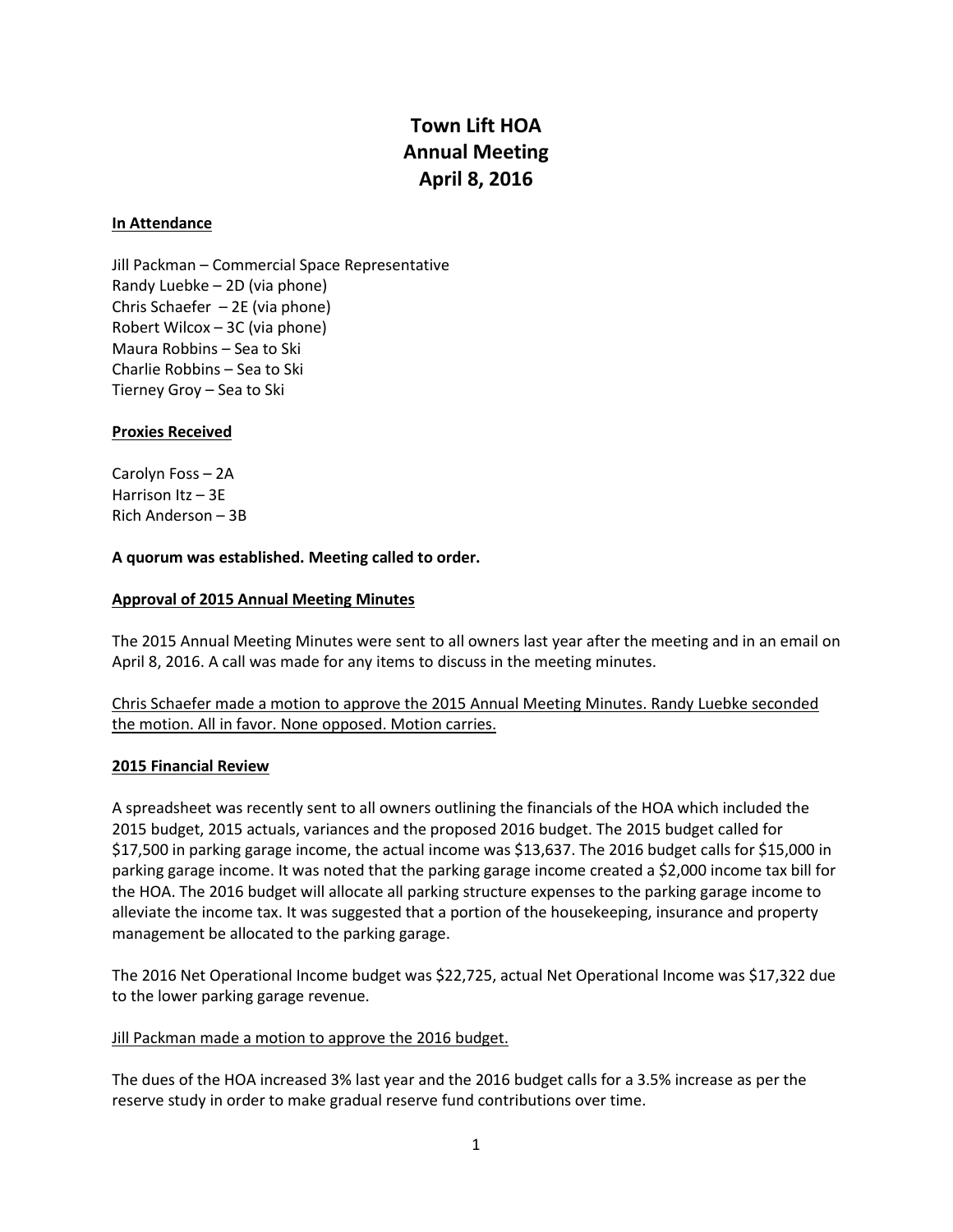# Town Lift HOA
# Annual Meeting
# April 8, 2016

**In Attendance**

Jill Packman – Commercial Space Representative
Randy Luebke – 2D (via phone)
Chris Schaefer – 2E (via phone)
Robert Wilcox – 3C (via phone)
Maura Robbins – Sea to Ski
Charlie Robbins – Sea to Ski
Tierney Groy – Sea to Ski

**Proxies Received**

Carolyn Foss – 2A
Harrison Itz – 3E
Rich Anderson – 3B

**A quorum was established. Meeting called to order.**

**Approval of 2015 Annual Meeting Minutes**

The 2015 Annual Meeting Minutes were sent to all owners last year after the meeting and in an email on April 8, 2016. A call was made for any items to discuss in the meeting minutes.

Chris Schaefer made a motion to approve the 2015 Annual Meeting Minutes. Randy Luebke seconded the motion. All in favor. None opposed. Motion carries.

**2015 Financial Review**

A spreadsheet was recently sent to all owners outlining the financials of the HOA which included the 2015 budget, 2015 actuals, variances and the proposed 2016 budget. The 2015 budget called for $17,500 in parking garage income, the actual income was $13,637. The 2016 budget calls for $15,000 in parking garage income. It was noted that the parking garage income created a $2,000 income tax bill for the HOA. The 2016 budget will allocate all parking structure expenses to the parking garage income to alleviate the income tax. It was suggested that a portion of the housekeeping, insurance and property management be allocated to the parking garage.

The 2016 Net Operational Income budget was $22,725, actual Net Operational Income was $17,322 due to the lower parking garage revenue.

Jill Packman made a motion to approve the 2016 budget.

The dues of the HOA increased 3% last year and the 2016 budget calls for a 3.5% increase as per the reserve study in order to make gradual reserve fund contributions over time.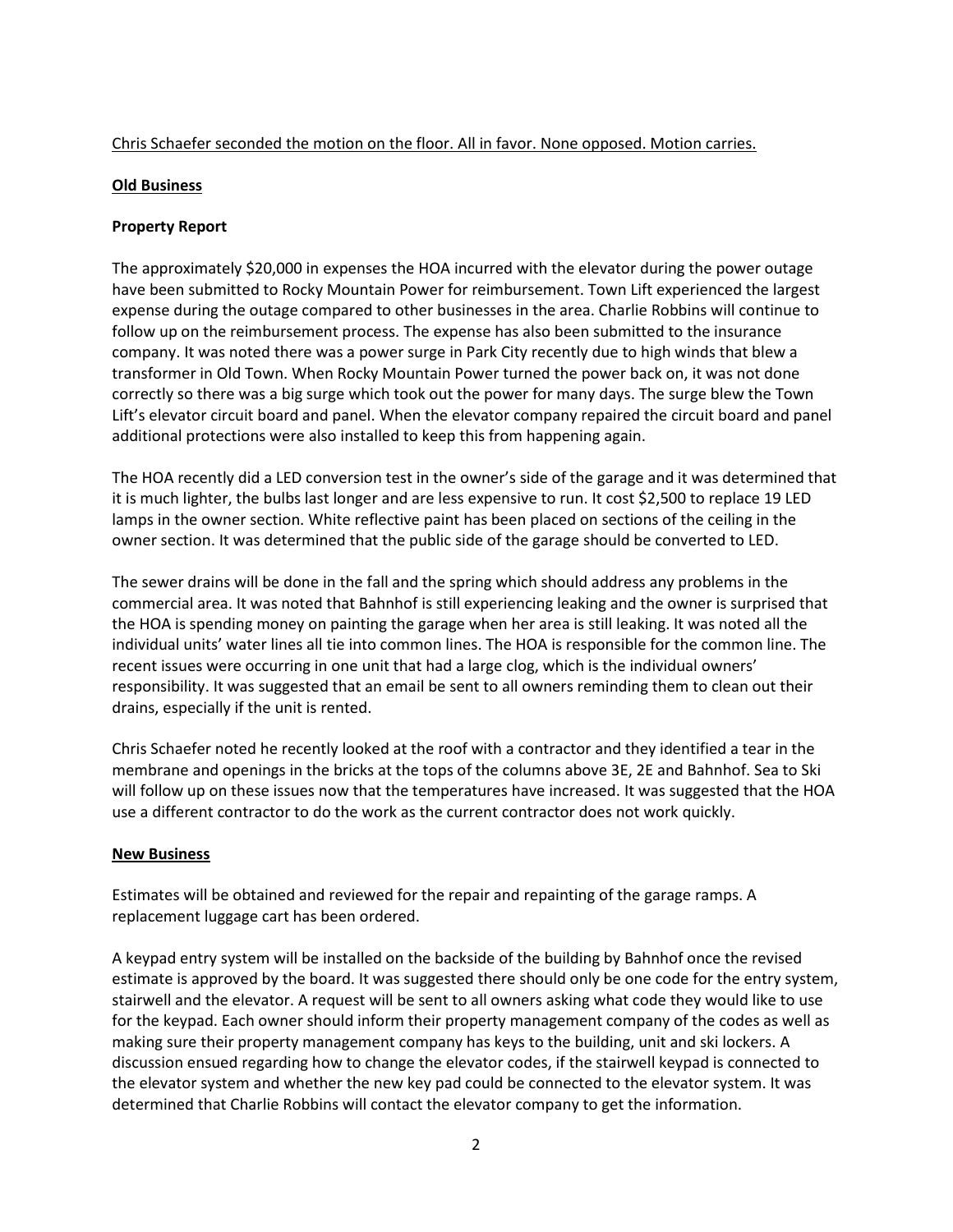Chris Schaefer seconded the motion on the floor. All in favor. None opposed. Motion carries.

## Old Business

### Property Report

The approximately $20,000 in expenses the HOA incurred with the elevator during the power outage have been submitted to Rocky Mountain Power for reimbursement. Town Lift experienced the largest expense during the outage compared to other businesses in the area. Charlie Robbins will continue to follow up on the reimbursement process. The expense has also been submitted to the insurance company. It was noted there was a power surge in Park City recently due to high winds that blew a transformer in Old Town. When Rocky Mountain Power turned the power back on, it was not done correctly so there was a big surge which took out the power for many days. The surge blew the Town Lift's elevator circuit board and panel. When the elevator company repaired the circuit board and panel additional protections were also installed to keep this from happening again.

The HOA recently did a LED conversion test in the owner's side of the garage and it was determined that it is much lighter, the bulbs last longer and are less expensive to run. It cost $2,500 to replace 19 LED lamps in the owner section. White reflective paint has been placed on sections of the ceiling in the owner section. It was determined that the public side of the garage should be converted to LED.

The sewer drains will be done in the fall and the spring which should address any problems in the commercial area. It was noted that Bahnhof is still experiencing leaking and the owner is surprised that the HOA is spending money on painting the garage when her area is still leaking. It was noted all the individual units' water lines all tie into common lines. The HOA is responsible for the common line. The recent issues were occurring in one unit that had a large clog, which is the individual owners' responsibility. It was suggested that an email be sent to all owners reminding them to clean out their drains, especially if the unit is rented.

Chris Schaefer noted he recently looked at the roof with a contractor and they identified a tear in the membrane and openings in the bricks at the tops of the columns above 3E, 2E and Bahnhof. Sea to Ski will follow up on these issues now that the temperatures have increased. It was suggested that the HOA use a different contractor to do the work as the current contractor does not work quickly.

## New Business

Estimates will be obtained and reviewed for the repair and repainting of the garage ramps. A replacement luggage cart has been ordered.

A keypad entry system will be installed on the backside of the building by Bahnhof once the revised estimate is approved by the board. It was suggested there should only be one code for the entry system, stairwell and the elevator. A request will be sent to all owners asking what code they would like to use for the keypad. Each owner should inform their property management company of the codes as well as making sure their property management company has keys to the building, unit and ski lockers. A discussion ensued regarding how to change the elevator codes, if the stairwell keypad is connected to the elevator system and whether the new key pad could be connected to the elevator system. It was determined that Charlie Robbins will contact the elevator company to get the information.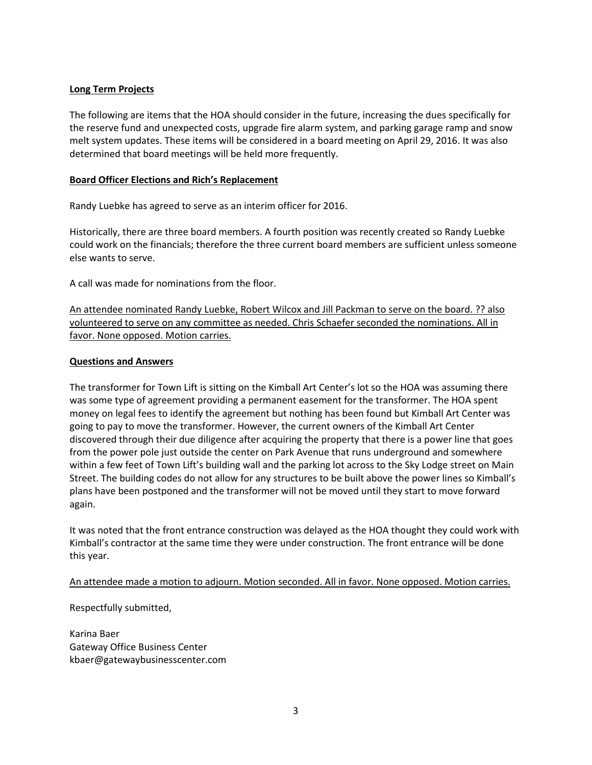**Long Term Projects**

The following are items that the HOA should consider in the future, increasing the dues specifically for the reserve fund and unexpected costs, upgrade fire alarm system, and parking garage ramp and snow melt system updates. These items will be considered in a board meeting on April 29, 2016. It was also determined that board meetings will be held more frequently.

**Board Officer Elections and Rich's Replacement**

Randy Luebke has agreed to serve as an interim officer for 2016.

Historically, there are three board members. A fourth position was recently created so Randy Luebke could work on the financials; therefore the three current board members are sufficient unless someone else wants to serve.

A call was made for nominations from the floor.

<u>An attendee nominated Randy Luebke, Robert Wilcox and Jill Packman to serve on the board. ?? also volunteered to serve on any committee as needed. Chris Schaefer seconded the nominations. All in favor. None opposed. Motion carries.</u>

**Questions and Answers**

The transformer for Town Lift is sitting on the Kimball Art Center's lot so the HOA was assuming there was some type of agreement providing a permanent easement for the transformer. The HOA spent money on legal fees to identify the agreement but nothing has been found but Kimball Art Center was going to pay to move the transformer. However, the current owners of the Kimball Art Center discovered through their due diligence after acquiring the property that there is a power line that goes from the power pole just outside the center on Park Avenue that runs underground and somewhere within a few feet of Town Lift's building wall and the parking lot across to the Sky Lodge street on Main Street. The building codes do not allow for any structures to be built above the power lines so Kimball's plans have been postponed and the transformer will not be moved until they start to move forward again.

It was noted that the front entrance construction was delayed as the HOA thought they could work with Kimball's contractor at the same time they were under construction. The front entrance will be done this year.

<u>An attendee made a motion to adjourn. Motion seconded. All in favor. None opposed. Motion carries.</u>

Respectfully submitted,

Karina Baer
Gateway Office Business Center
kbaer@gatewaybusinesscenter.com